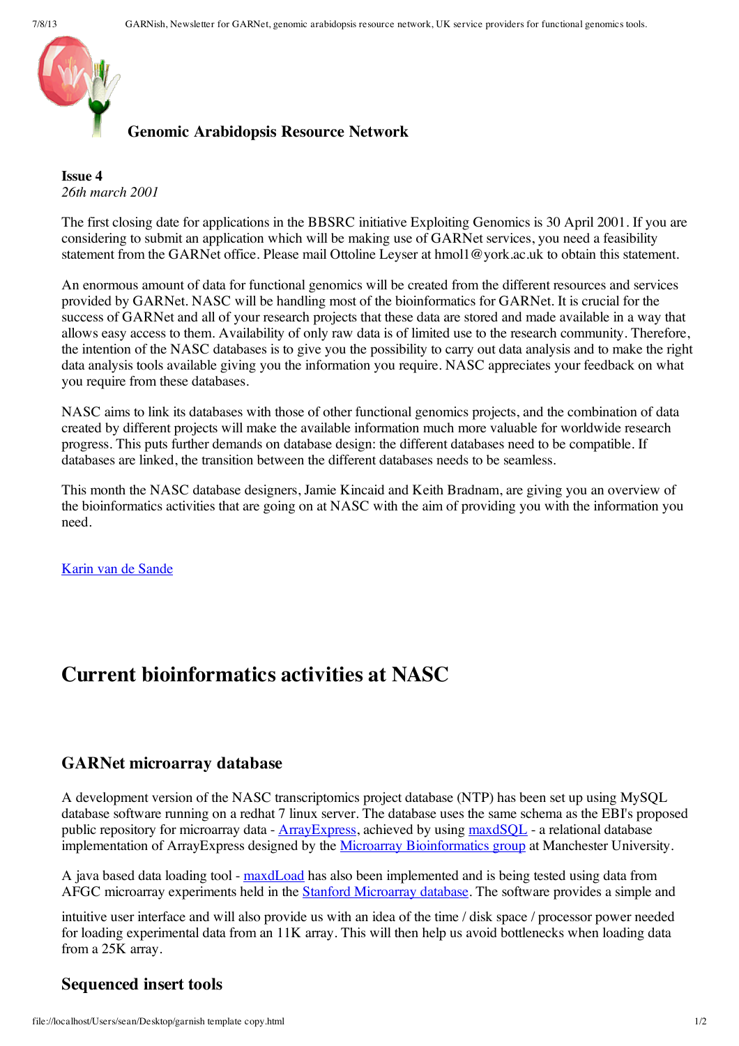## Genomic Arabidopsis Resource Network

**Issue 4**
*26th march 2001*

The first closing date for applications in the BBSRC initiative Exploiting Genomics is 30 April 2001. If you are considering to submit an application which will be making use of GARNet services, you need a feasibility statement from the GARNet office. Please mail Ottoline Leyser at hmol1@york.ac.uk to obtain this statement.

An enormous amount of data for functional genomics will be created from the different resources and services provided by GARNet. NASC will be handling most of the bioinformatics for GARNet. It is crucial for the success of GARNet and all of your research projects that these data are stored and made available in a way that allows easy access to them. Availability of only raw data is of limited use to the research community. Therefore, the intention of the NASC databases is to give you the possibility to carry out data analysis and to make the right data analysis tools available giving you the information you require. NASC appreciates your feedback on what you require from these databases.

NASC aims to link its databases with those of other functional genomics projects, and the combination of data created by different projects will make the available information much more valuable for worldwide research progress. This puts further demands on database design: the different databases need to be compatible. If databases are linked, the transition between the different databases needs to be seamless.

This month the NASC database designers, Jamie Kincaid and Keith Bradnam, are giving you an overview of the bioinformatics activities that are going on at NASC with the aim of providing you with the information you need.

Karin van de Sande

# Current bioinformatics activities at NASC

## GARNet microarray database

A development version of the NASC transcriptomics project database (NTP) has been set up using MySQL database software running on a redhat 7 linux server. The database uses the same schema as the EBI's proposed public repository for microarray data - ArrayExpress, achieved by using maxdSQL - a relational database implementation of ArrayExpress designed by the Microarray Bioinformatics group at Manchester University.

A java based data loading tool - maxdLoad has also been implemented and is being tested using data from AFGC microarray experiments held in the Stanford Microarray database. The software provides a simple and intuitive user interface and will also provide us with an idea of the time / disk space / processor power needed for loading experimental data from an 11K array. This will then help us avoid bottlenecks when loading data from a 25K array.

## Sequenced insert tools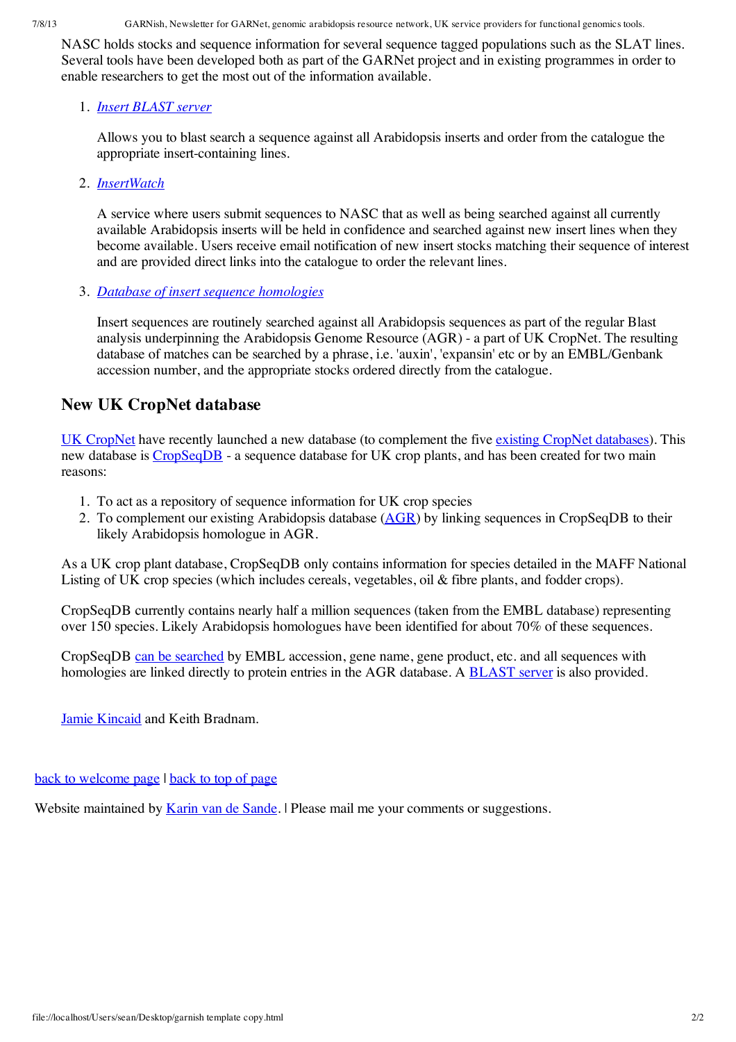NASC holds stocks and sequence information for several sequence tagged populations such as the SLAT lines. Several tools have been developed both as part of the GARNet project and in existing programmes in order to enable researchers to get the most out of the information available.

1. *Insert BLAST server*

   Allows you to blast search a sequence against all Arabidopsis inserts and order from the catalogue the appropriate insert-containing lines.

2. *InsertWatch*

   A service where users submit sequences to NASC that as well as being searched against all currently available Arabidopsis inserts will be held in confidence and searched against new insert lines when they become available. Users receive email notification of new insert stocks matching their sequence of interest and are provided direct links into the catalogue to order the relevant lines.

3. *Database of insert sequence homologies*

   Insert sequences are routinely searched against all Arabidopsis sequences as part of the regular Blast analysis underpinning the Arabidopsis Genome Resource (AGR) - a part of UK CropNet. The resulting database of matches can be searched by a phrase, i.e. 'auxin', 'expansin' etc or by an EMBL/Genbank accession number, and the appropriate stocks ordered directly from the catalogue.

## New UK CropNet database

UK CropNet have recently launched a new database (to complement the five existing CropNet databases). This new database is CropSeqDB - a sequence database for UK crop plants, and has been created for two main reasons:

1. To act as a repository of sequence information for UK crop species
2. To complement our existing Arabidopsis database (AGR) by linking sequences in CropSeqDB to their likely Arabidopsis homologue in AGR.

As a UK crop plant database, CropSeqDB only contains information for species detailed in the MAFF National Listing of UK crop species (which includes cereals, vegetables, oil & fibre plants, and fodder crops).

CropSeqDB currently contains nearly half a million sequences (taken from the EMBL database) representing over 150 species. Likely Arabidopsis homologues have been identified for about 70% of these sequences.

CropSeqDB can be searched by EMBL accession, gene name, gene product, etc. and all sequences with homologies are linked directly to protein entries in the AGR database. A BLAST server is also provided.

Jamie Kincaid and Keith Bradnam.

back to welcome page | back to top of page

Website maintained by Karin van de Sande. | Please mail me your comments or suggestions.